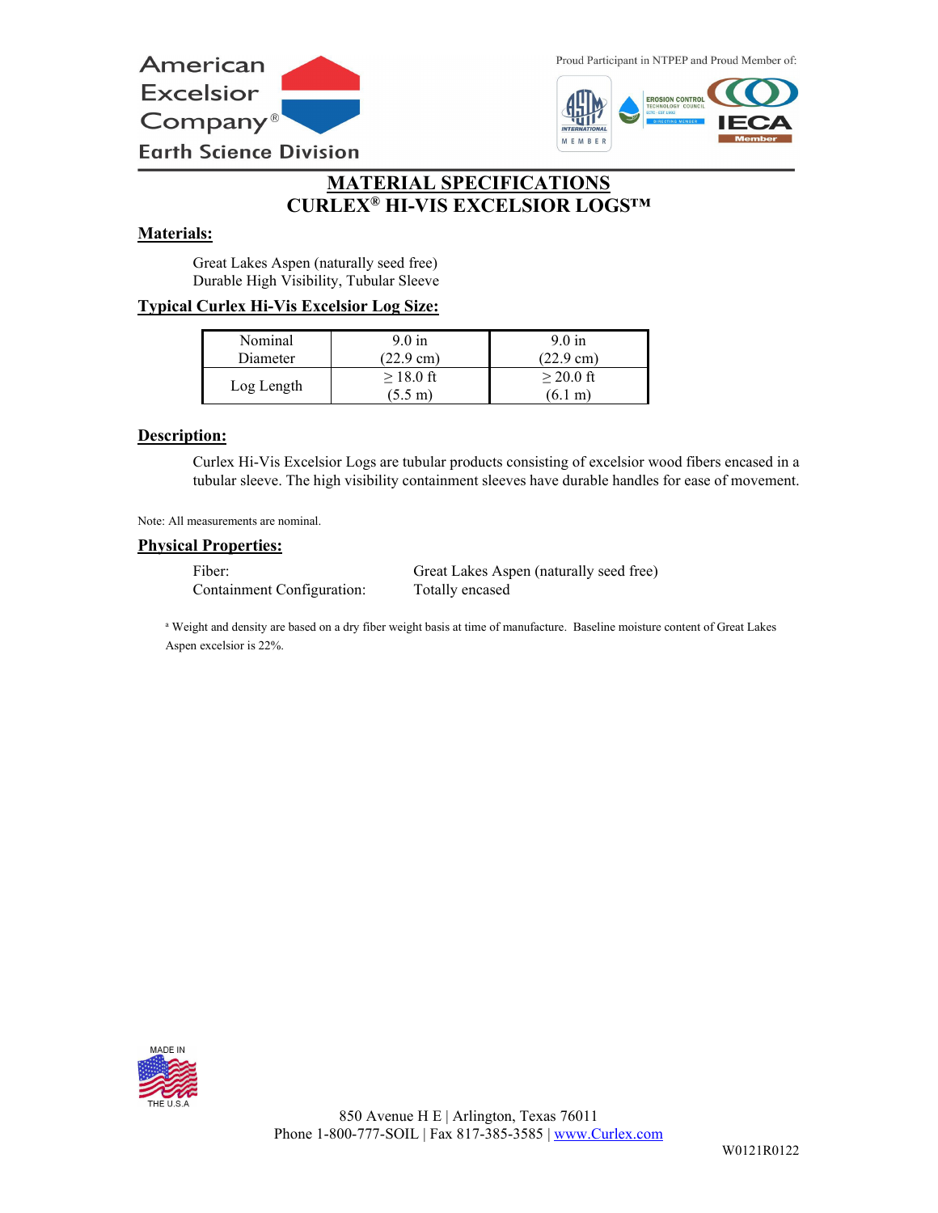American Excelsior Company®

Earth Science Division

Proud Participant in NTPEP and Proud Member of:

# MATERIAL SPECIFICATIONS
# CURLEX® HI-VIS EXCELSIOR LOGS™

## Materials:

Great Lakes Aspen (naturally seed free)
Durable High Visibility, Tubular Sleeve

## Typical Curlex Hi-Vis Excelsior Log Size:

| | | |
|---|---|---|
| Nominal Diameter | 9.0 in (22.9 cm) | 9.0 in (22.9 cm) |
| Log Length | ≥ 18.0 ft (5.5 m) | ≥ 20.0 ft (6.1 m) |

## Description:

Curlex Hi-Vis Excelsior Logs are tubular products consisting of excelsior wood fibers encased in a tubular sleeve. The high visibility containment sleeves have durable handles for ease of movement.

Note: All measurements are nominal.

## Physical Properties:

| | |
|---|---|
| Fiber: | Great Lakes Aspen (naturally seed free) |
| Containment Configuration: | Totally encased |

[a] Weight and density are based on a dry fiber weight basis at time of manufacture. Baseline moisture content of Great Lakes Aspen excelsior is 22%.

MADE IN THE U.S.A

850 Avenue H E | Arlington, Texas 76011
Phone 1-800-777-SOIL | Fax 817-385-3585 | www.Curlex.com

W0121R0122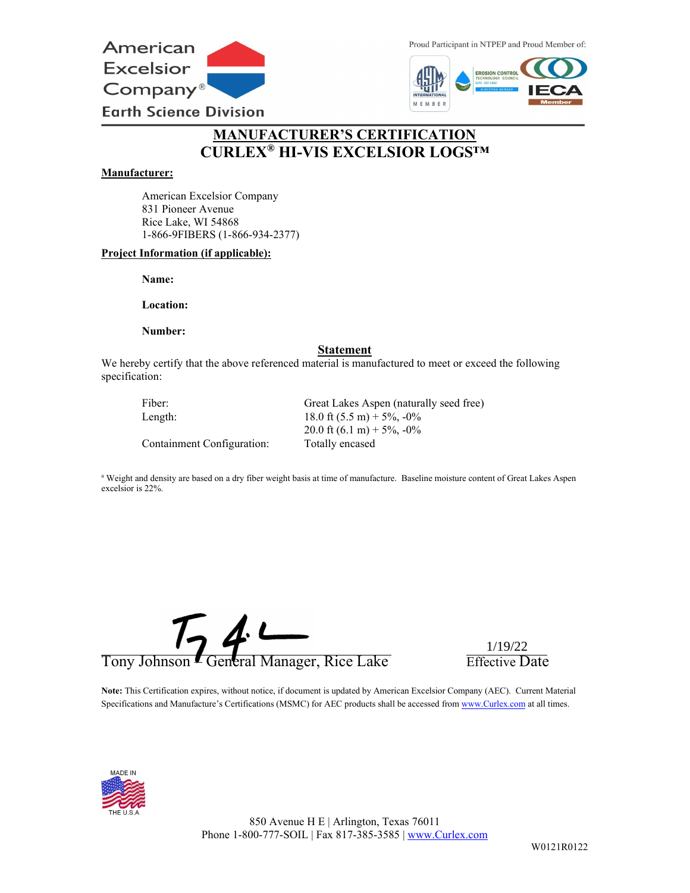American Excelsior Company®
Earth Science Division

Proud Participant in NTPEP and Proud Member of:

# MANUFACTURER'S CERTIFICATION
# CURLEX® HI-VIS EXCELSIOR LOGS™

**Manufacturer:**

American Excelsior Company
831 Pioneer Avenue
Rice Lake, WI 54868
1-866-9FIBERS (1-866-934-2377)

**Project Information (if applicable):**

**Name:**

**Location:**

**Number:**

## Statement

We hereby certify that the above referenced material is manufactured to meet or exceed the following specification:

| | |
|---|---|
| Fiber: | Great Lakes Aspen (naturally seed free) |
| Length: | 18.0 ft (5.5 m) + 5%, -0% |
| | 20.0 ft (6.1 m) + 5%, -0% |
| Containment Configuration: | Totally encased |

[a] Weight and density are based on a dry fiber weight basis at time of manufacture. Baseline moisture content of Great Lakes Aspen excelsior is 22%.

Tony Johnson – General Manager, Rice Lake

1/19/22
Effective Date

**Note:** This Certification expires, without notice, if document is updated by American Excelsior Company (AEC). Current Material Specifications and Manufacture's Certifications (MSMC) for AEC products shall be accessed from www.Curlex.com at all times.

MADE IN THE U.S.A

850 Avenue H E | Arlington, Texas 76011
Phone 1-800-777-SOIL | Fax 817-385-3585 | www.Curlex.com

W0121R0122